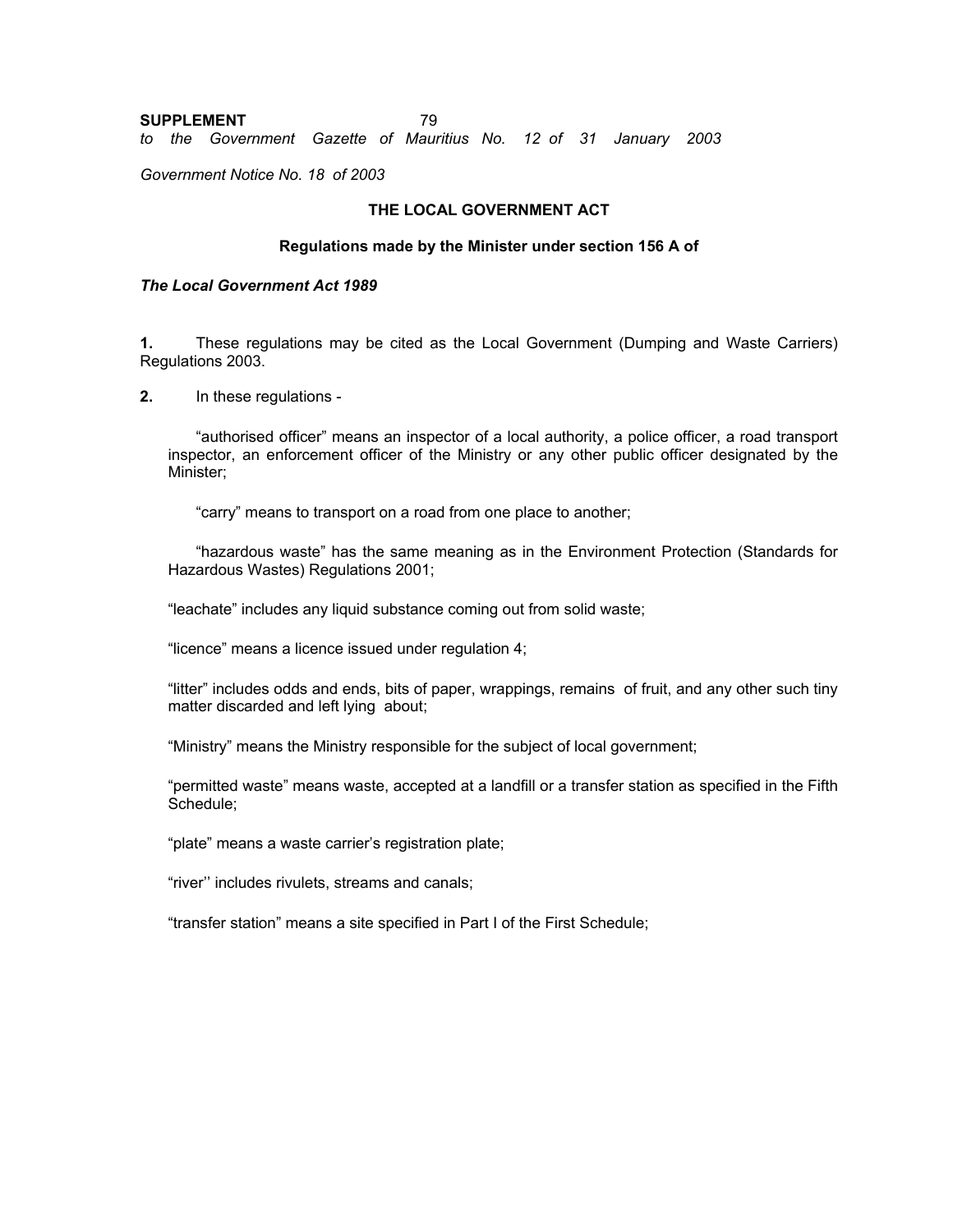**SUPPLEMENT**
*to the Government Gazette of Mauritius No. 12 of 31 January 2003*

*Government Notice No. 18 of 2003*

### THE LOCAL GOVERNMENT ACT

#### Regulations made by the Minister under section 156 A of

***The Local Government Act 1989***

**1.** These regulations may be cited as the Local Government (Dumping and Waste Carriers) Regulations 2003.

**2.** In these regulations -

"authorised officer" means an inspector of a local authority, a police officer, a road transport inspector, an enforcement officer of the Ministry or any other public officer designated by the Minister;

"carry" means to transport on a road from one place to another;

"hazardous waste" has the same meaning as in the Environment Protection (Standards for Hazardous Wastes) Regulations 2001;

"leachate" includes any liquid substance coming out from solid waste;

"licence" means a licence issued under regulation 4;

"litter" includes odds and ends, bits of paper, wrappings, remains of fruit, and any other such tiny matter discarded and left lying about;

"Ministry" means the Ministry responsible for the subject of local government;

"permitted waste" means waste, accepted at a landfill or a transfer station as specified in the Fifth Schedule;

"plate" means a waste carrier's registration plate;

"river'' includes rivulets, streams and canals;

"transfer station" means a site specified in Part I of the First Schedule;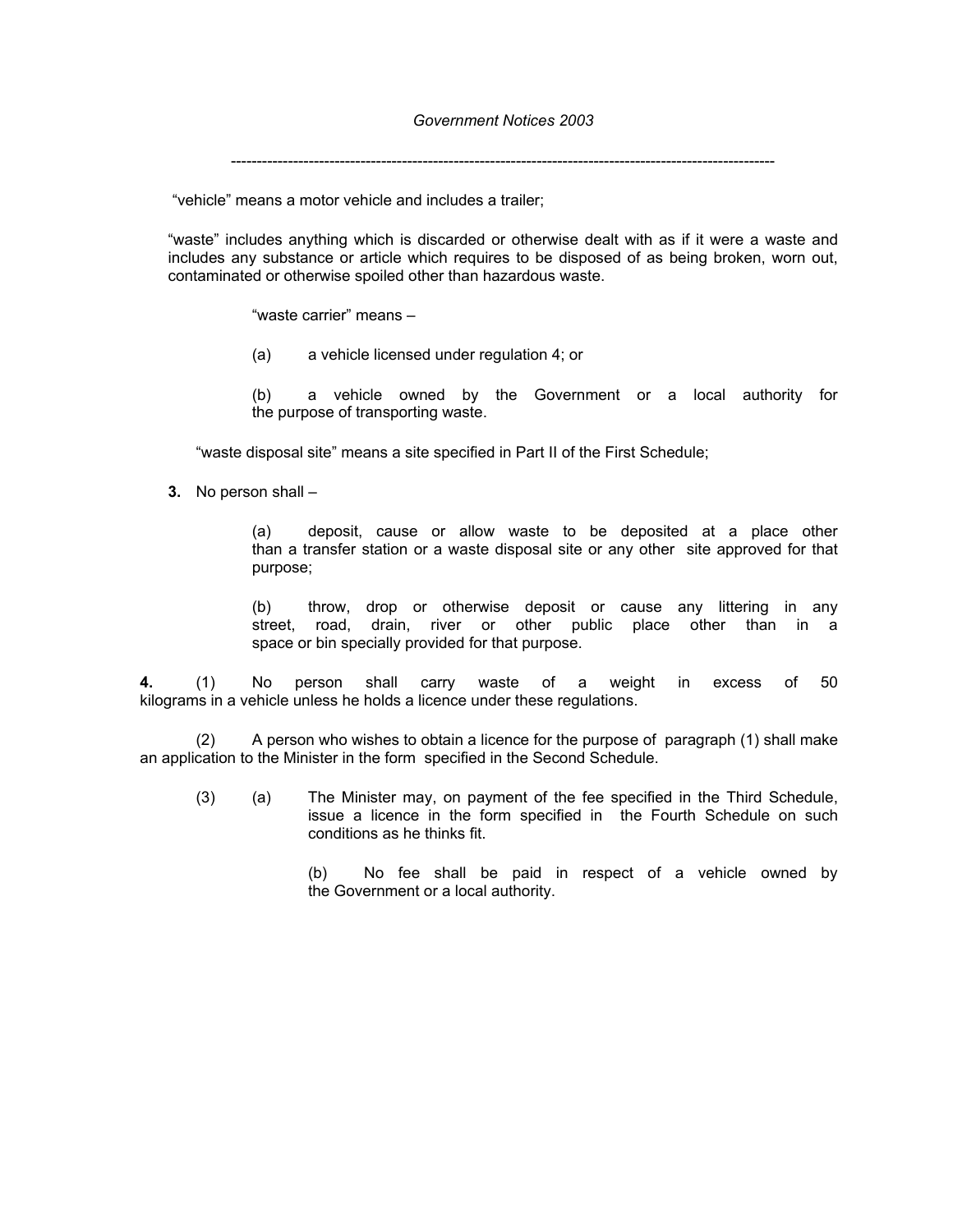"vehicle" means a motor vehicle and includes a trailer;

"waste" includes anything which is discarded or otherwise dealt with as if it were a waste and includes any substance or article which requires to be disposed of as being broken, worn out, contaminated or otherwise spoiled other than hazardous waste.

"waste carrier" means –

(a) a vehicle licensed under regulation 4; or

(b) a vehicle owned by the Government or a local authority for the purpose of transporting waste.

"waste disposal site" means a site specified in Part II of the First Schedule;

**3.** No person shall –

(a) deposit, cause or allow waste to be deposited at a place other than a transfer station or a waste disposal site or any other site approved for that purpose;

(b) throw, drop or otherwise deposit or cause any littering in any street, road, drain, river or other public place other than in a space or bin specially provided for that purpose.

**4.** (1) No person shall carry waste of a weight in excess of 50 kilograms in a vehicle unless he holds a licence under these regulations.

(2) A person who wishes to obtain a licence for the purpose of paragraph (1) shall make an application to the Minister in the form specified in the Second Schedule.

(3) (a) The Minister may, on payment of the fee specified in the Third Schedule, issue a licence in the form specified in the Fourth Schedule on such conditions as he thinks fit.

(b) No fee shall be paid in respect of a vehicle owned by the Government or a local authority.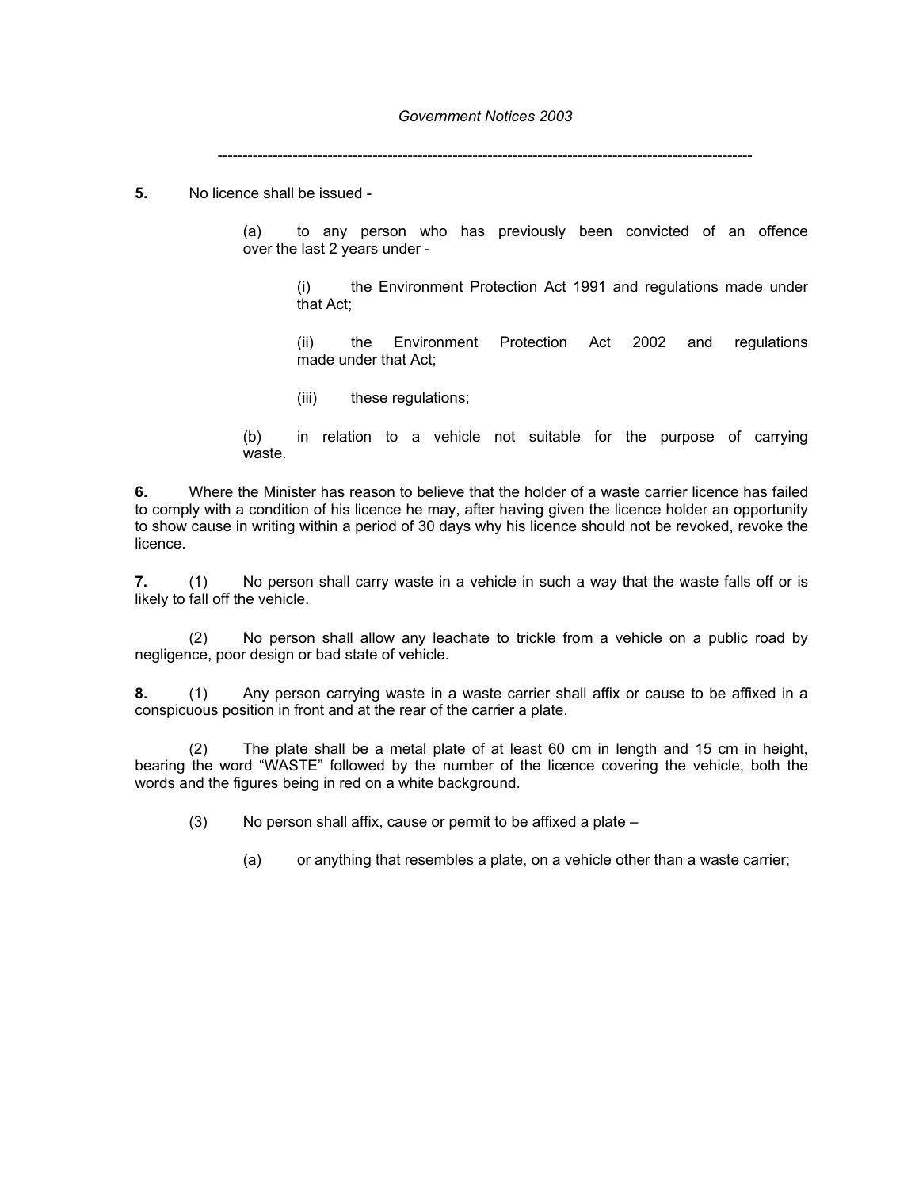**5.** No licence shall be issued -

(a) to any person who has previously been convicted of an offence over the last 2 years under -

(i) the Environment Protection Act 1991 and regulations made under that Act;

(ii) the Environment Protection Act 2002 and regulations made under that Act;

(iii) these regulations;

(b) in relation to a vehicle not suitable for the purpose of carrying waste.

**6.** Where the Minister has reason to believe that the holder of a waste carrier licence has failed to comply with a condition of his licence he may, after having given the licence holder an opportunity to show cause in writing within a period of 30 days why his licence should not be revoked, revoke the licence.

**7.** (1) No person shall carry waste in a vehicle in such a way that the waste falls off or is likely to fall off the vehicle.

(2) No person shall allow any leachate to trickle from a vehicle on a public road by negligence, poor design or bad state of vehicle.

**8.** (1) Any person carrying waste in a waste carrier shall affix or cause to be affixed in a conspicuous position in front and at the rear of the carrier a plate.

(2) The plate shall be a metal plate of at least 60 cm in length and 15 cm in height, bearing the word "WASTE" followed by the number of the licence covering the vehicle, both the words and the figures being in red on a white background.

(3) No person shall affix, cause or permit to be affixed a plate –

(a) or anything that resembles a plate, on a vehicle other than a waste carrier;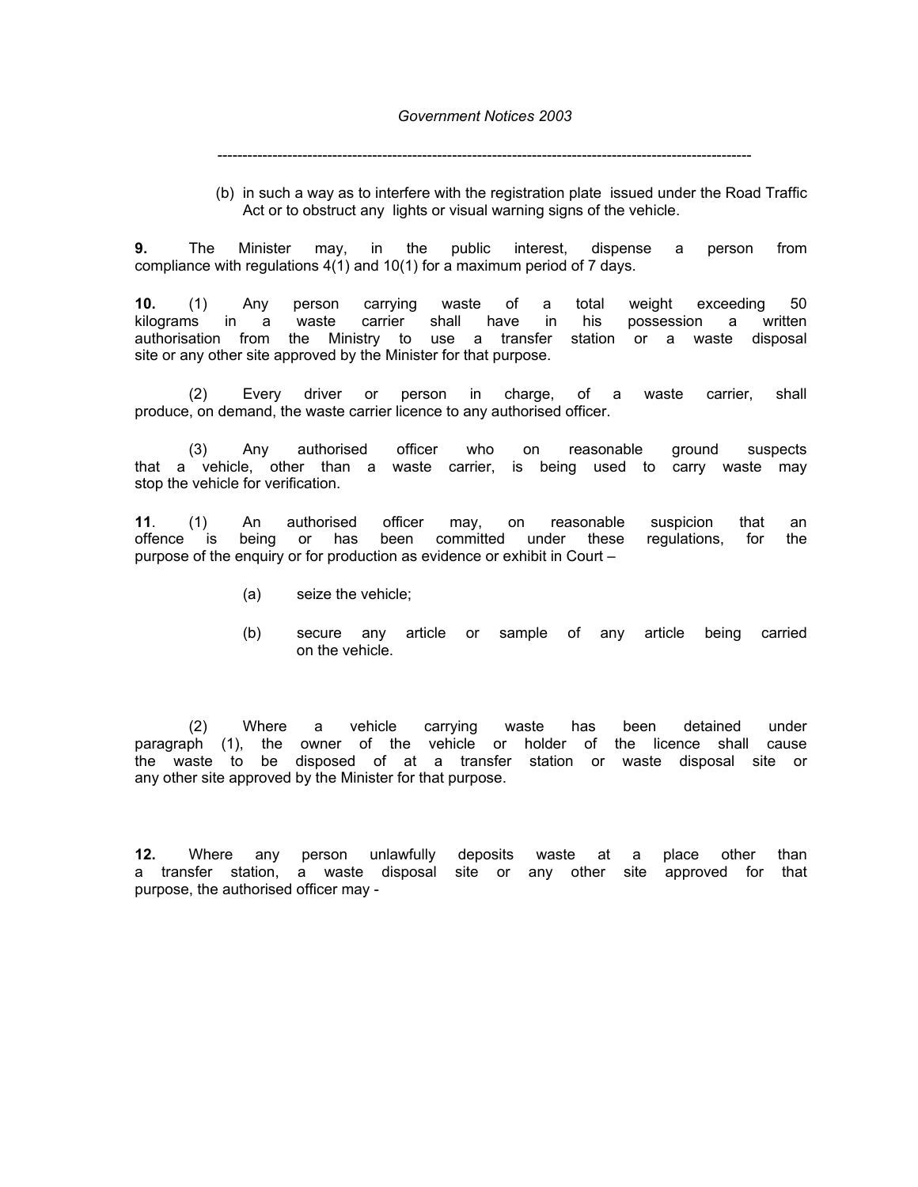(b) in such a way as to interfere with the registration plate issued under the Road Traffic Act or to obstruct any lights or visual warning signs of the vehicle.

**9.** The Minister may, in the public interest, dispense a person from compliance with regulations 4(1) and 10(1) for a maximum period of 7 days.

**10.** (1) Any person carrying waste of a total weight exceeding 50 kilograms in a waste carrier shall have in his possession a written authorisation from the Ministry to use a transfer station or a waste disposal site or any other site approved by the Minister for that purpose.

(2) Every driver or person in charge, of a waste carrier, shall produce, on demand, the waste carrier licence to any authorised officer.

(3) Any authorised officer who on reasonable ground suspects that a vehicle, other than a waste carrier, is being used to carry waste may stop the vehicle for verification.

**11**. (1) An authorised officer may, on reasonable suspicion that an offence is being or has been committed under these regulations, for the purpose of the enquiry or for production as evidence or exhibit in Court –

(a) seize the vehicle;

(b) secure any article or sample of any article being carried on the vehicle.

(2) Where a vehicle carrying waste has been detained under paragraph (1), the owner of the vehicle or holder of the licence shall cause the waste to be disposed of at a transfer station or waste disposal site or any other site approved by the Minister for that purpose.

**12.** Where any person unlawfully deposits waste at a place other than a transfer station, a waste disposal site or any other site approved for that purpose, the authorised officer may -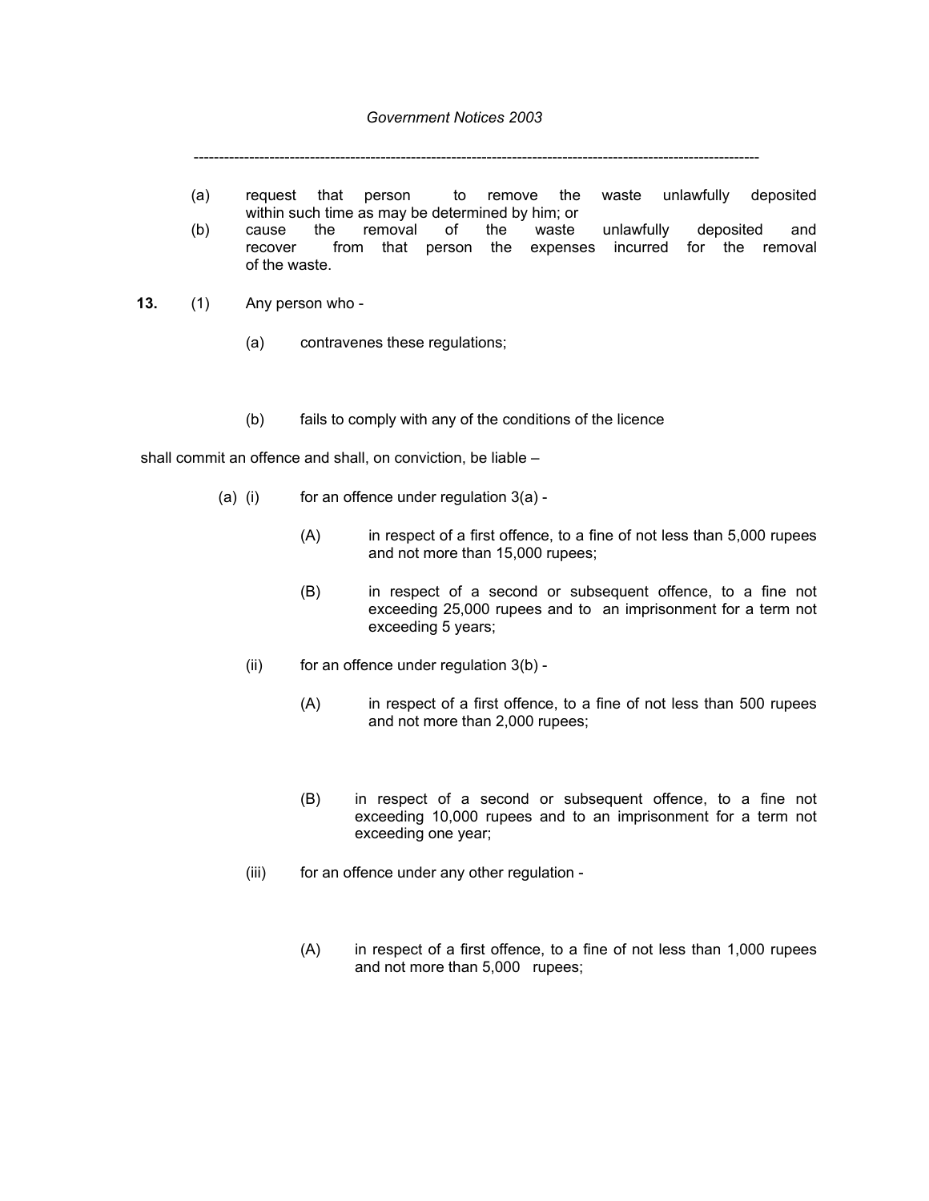(a) request that person to remove the waste unlawfully deposited within such time as may be determined by him; or

(b) cause the removal of the waste unlawfully deposited and recover from that person the expenses incurred for the removal of the waste.

**13.** (1) Any person who -

(a) contravenes these regulations;

(b) fails to comply with any of the conditions of the licence

shall commit an offence and shall, on conviction, be liable –

(a) (i) for an offence under regulation 3(a) -

(A) in respect of a first offence, to a fine of not less than 5,000 rupees and not more than 15,000 rupees;

(B) in respect of a second or subsequent offence, to a fine not exceeding 25,000 rupees and to an imprisonment for a term not exceeding 5 years;

(ii) for an offence under regulation 3(b) -

(A) in respect of a first offence, to a fine of not less than 500 rupees and not more than 2,000 rupees;

(B) in respect of a second or subsequent offence, to a fine not exceeding 10,000 rupees and to an imprisonment for a term not exceeding one year;

(iii) for an offence under any other regulation -

(A) in respect of a first offence, to a fine of not less than 1,000 rupees and not more than 5,000 rupees;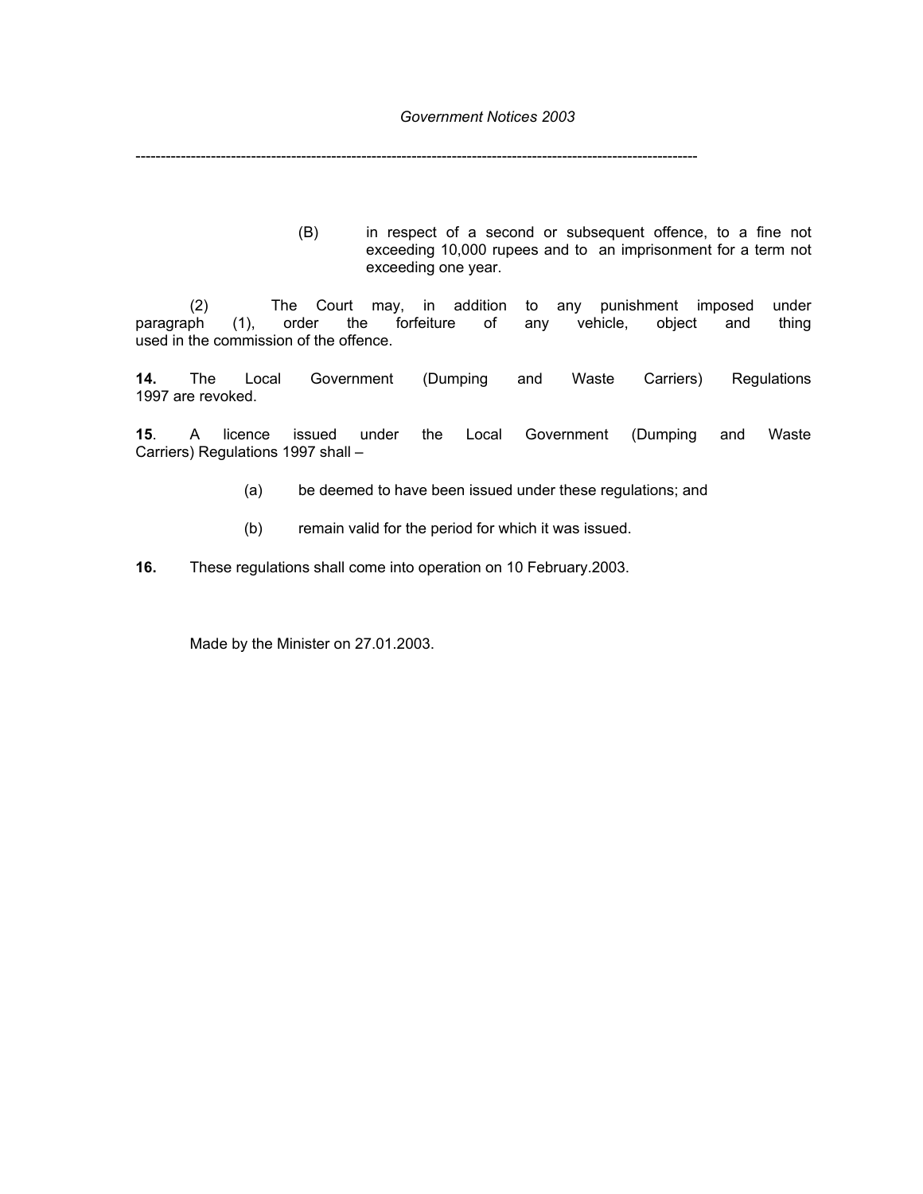(B) in respect of a second or subsequent offence, to a fine not exceeding 10,000 rupees and to an imprisonment for a term not exceeding one year.

(2) The Court may, in addition to any punishment imposed under paragraph (1), order the forfeiture of any vehicle, object and thing used in the commission of the offence.

**14.** The Local Government (Dumping and Waste Carriers) Regulations 1997 are revoked.

**15**. A licence issued under the Local Government (Dumping and Waste Carriers) Regulations 1997 shall –

(a) be deemed to have been issued under these regulations; and

(b) remain valid for the period for which it was issued.

**16.** These regulations shall come into operation on 10 February.2003.

Made by the Minister on 27.01.2003.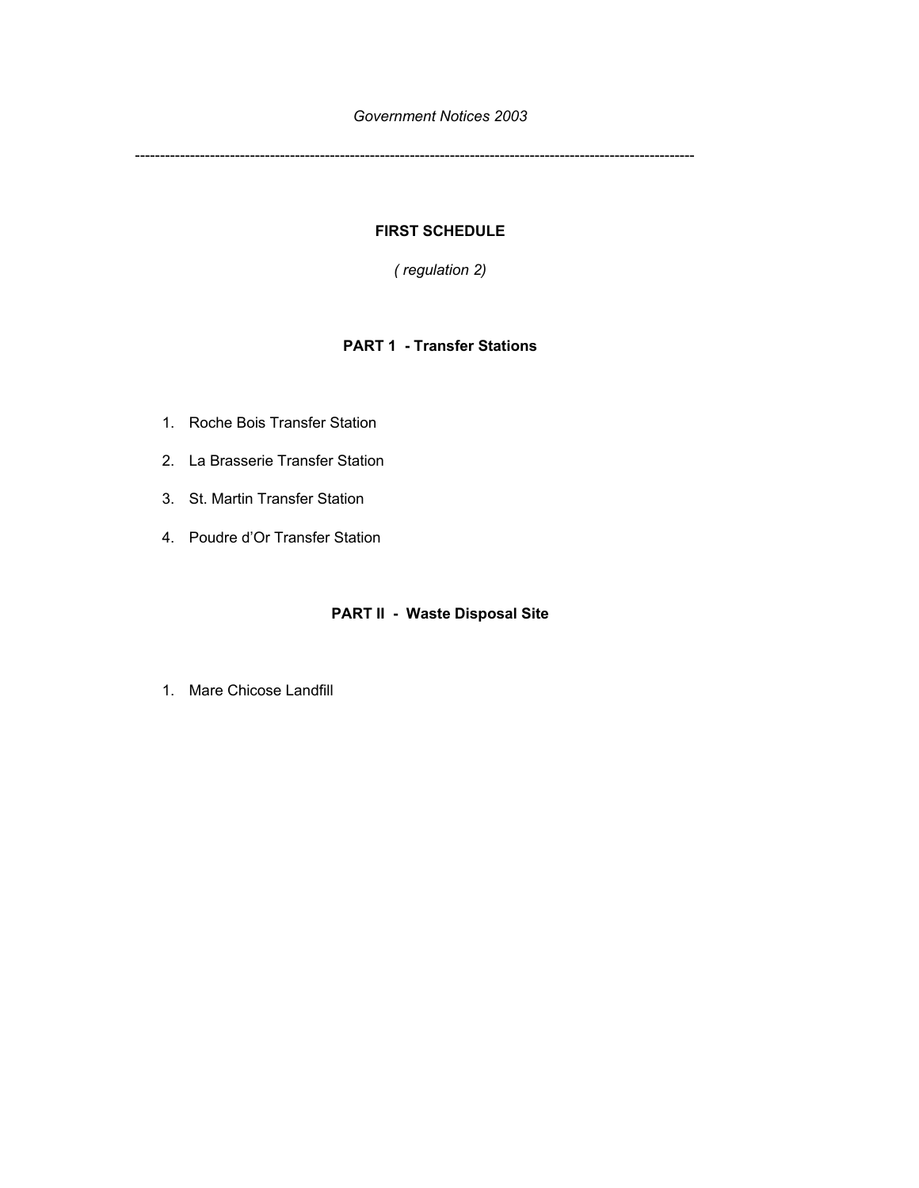## FIRST SCHEDULE

*( regulation 2)*

### PART 1 - Transfer Stations

1. Roche Bois Transfer Station
2. La Brasserie Transfer Station
3. St. Martin Transfer Station
4. Poudre d'Or Transfer Station

### PART II - Waste Disposal Site

1. Mare Chicose Landfill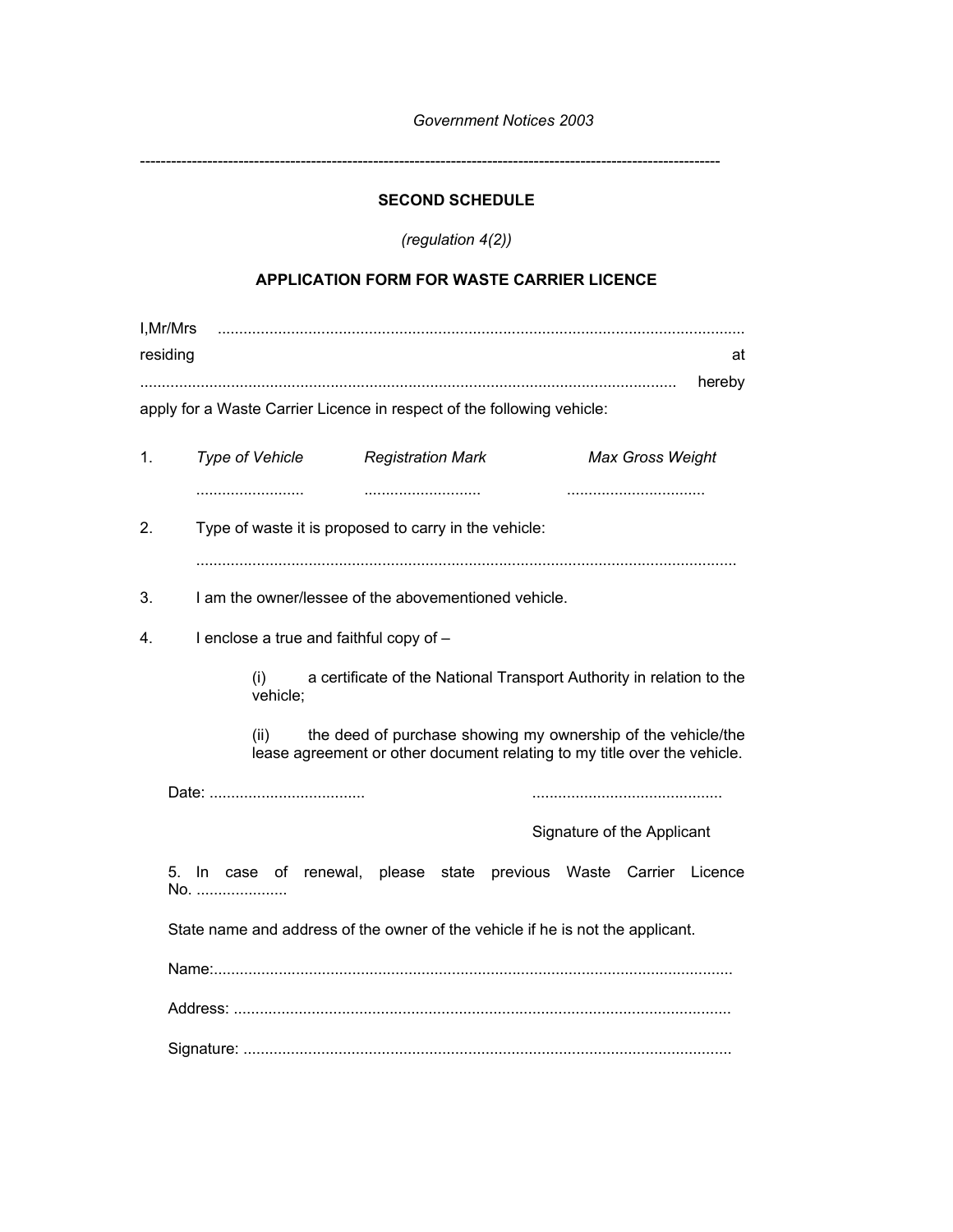*Government Notices 2003*

---

**SECOND SCHEDULE**

*(regulation 4(2))*

**APPLICATION FORM FOR WASTE CARRIER LICENCE**

I,Mr/Mrs ............................................................................................................................ residing at ............................................................................................................................ hereby apply for a Waste Carrier Licence in respect of the following vehicle:

1. *Type of Vehicle* *Registration Mark* *Max Gross Weight*

   ......................... ........................... ................................

2. Type of waste it is proposed to carry in the vehicle:

   ............................................................................................................................

3. I am the owner/lessee of the abovementioned vehicle.

4. I enclose a true and faithful copy of –

   (i) a certificate of the National Transport Authority in relation to the vehicle;

   (ii) the deed of purchase showing my ownership of the vehicle/the lease agreement or other document relating to my title over the vehicle.

Date: .................................... ............................................

Signature of the Applicant

5. In case of renewal, please state previous Waste Carrier Licence No. .....................

State name and address of the owner of the vehicle if he is not the applicant.

Name:.......................................................................................................................

Address: ..................................................................................................................

Signature: ................................................................................................................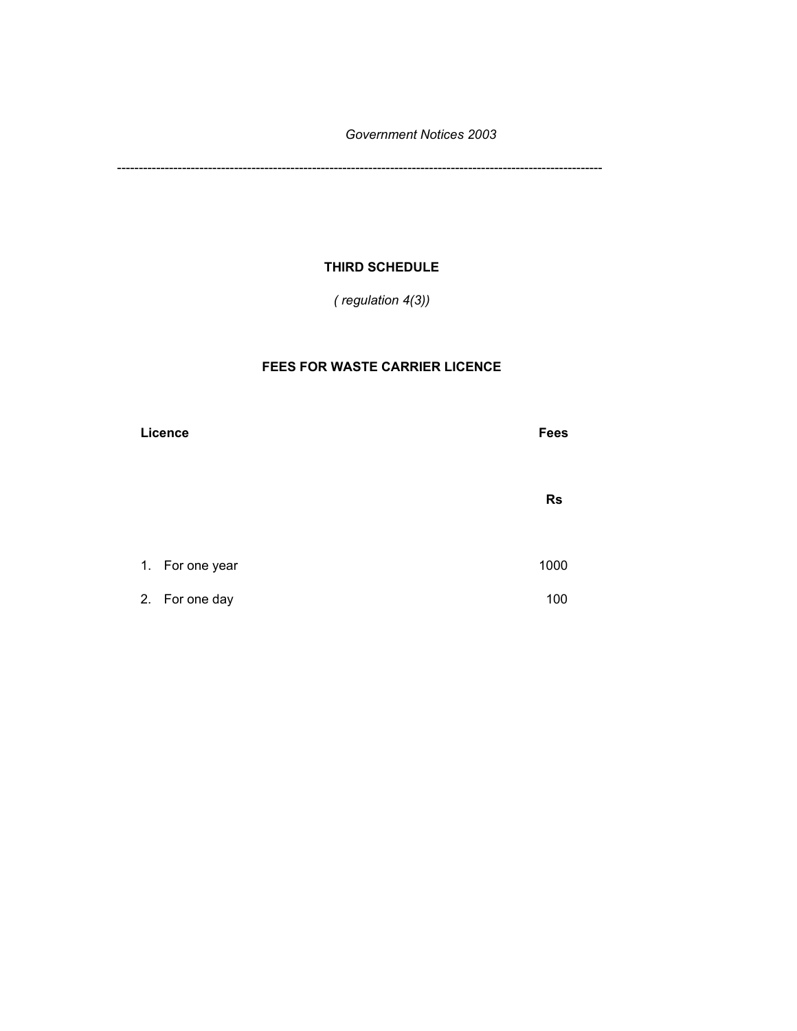# THIRD SCHEDULE

*( regulation 4(3))*

## FEES FOR WASTE CARRIER LICENCE

| Licence | Fees |
|---|---|
| | Rs |
| 1. For one year | 1000 |
| 2. For one day | 100 |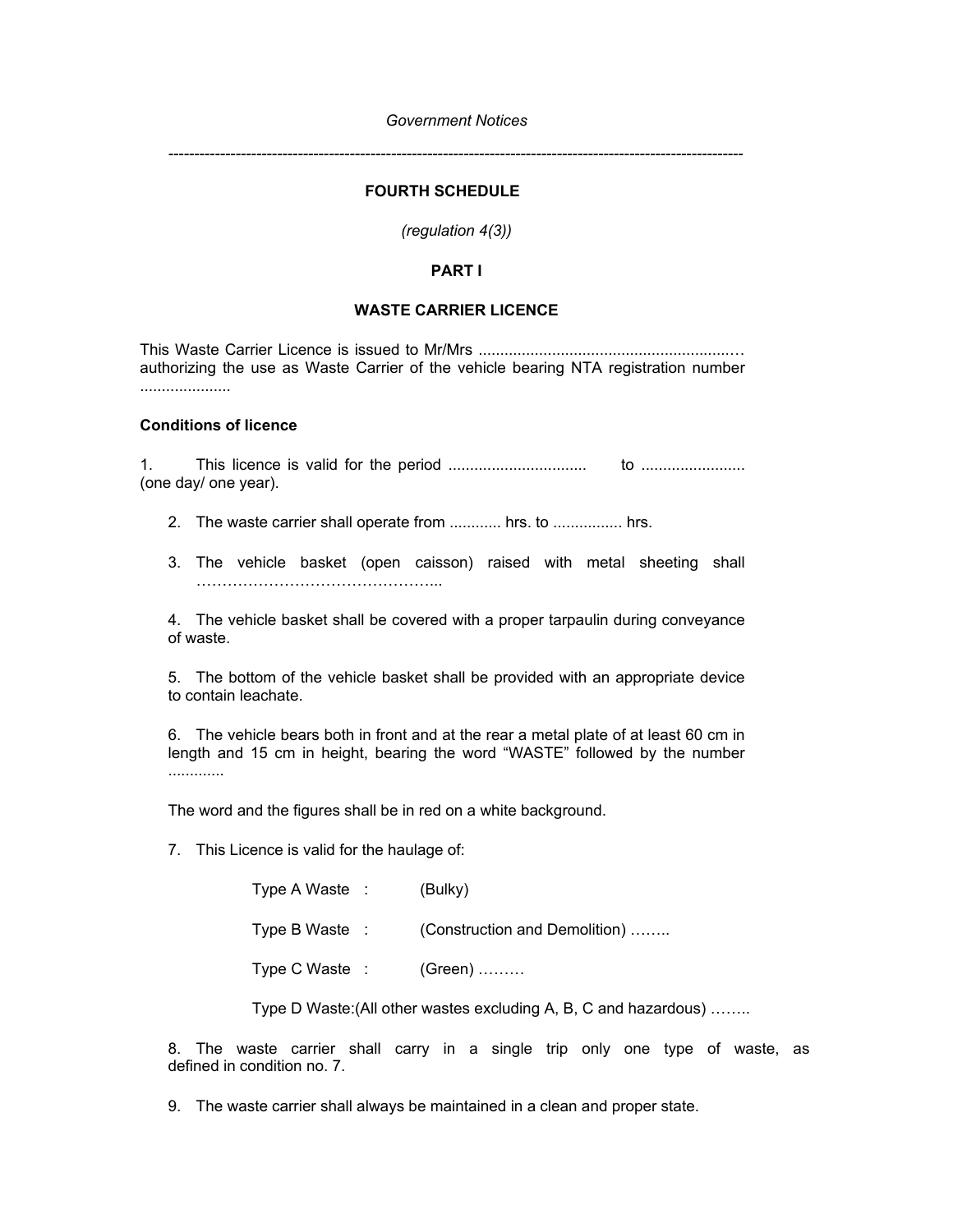*Government Notices*

---

**FOURTH SCHEDULE**

*(regulation 4(3))*

**PART I**

**WASTE CARRIER LICENCE**

This Waste Carrier Licence is issued to Mr/Mrs ............................................................… authorizing the use as Waste Carrier of the vehicle bearing NTA registration number .....................

**Conditions of licence**

1. This licence is valid for the period ................................ to ........................ (one day/ one year).

2. The waste carrier shall operate from ............ hrs. to ................ hrs.

3. The vehicle basket (open caisson) raised with metal sheeting shall ………………………………………...

4. The vehicle basket shall be covered with a proper tarpaulin during conveyance of waste.

5. The bottom of the vehicle basket shall be provided with an appropriate device to contain leachate.

6. The vehicle bears both in front and at the rear a metal plate of at least 60 cm in length and 15 cm in height, bearing the word "WASTE" followed by the number .............

The word and the figures shall be in red on a white background.

7. This Licence is valid for the haulage of:

Type A Waste : (Bulky)

Type B Waste : (Construction and Demolition) ……..

Type C Waste : (Green) ………

Type D Waste:(All other wastes excluding A, B, C and hazardous) ……..

8. The waste carrier shall carry in a single trip only one type of waste, as defined in condition no. 7.

9. The waste carrier shall always be maintained in a clean and proper state.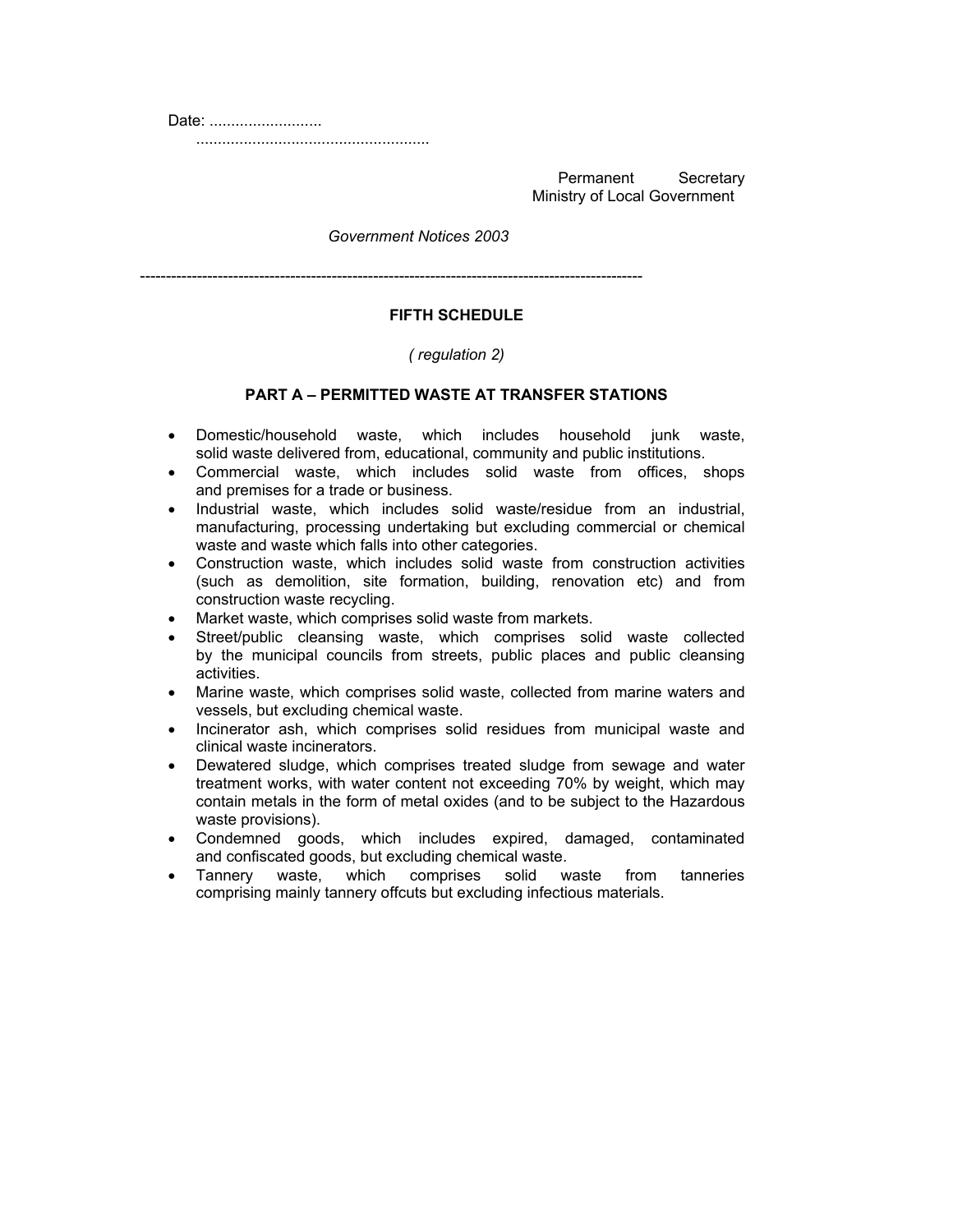Date: ..........................

.....................................................

Permanent Secretary
Ministry of Local Government

*Government Notices 2003*

---

**FIFTH SCHEDULE**

*( regulation 2)*

**PART A – PERMITTED WASTE AT TRANSFER STATIONS**

- Domestic/household waste, which includes household junk waste, solid waste delivered from, educational, community and public institutions.
- Commercial waste, which includes solid waste from offices, shops and premises for a trade or business.
- Industrial waste, which includes solid waste/residue from an industrial, manufacturing, processing undertaking but excluding commercial or chemical waste and waste which falls into other categories.
- Construction waste, which includes solid waste from construction activities (such as demolition, site formation, building, renovation etc) and from construction waste recycling.
- Market waste, which comprises solid waste from markets.
- Street/public cleansing waste, which comprises solid waste collected by the municipal councils from streets, public places and public cleansing activities.
- Marine waste, which comprises solid waste, collected from marine waters and vessels, but excluding chemical waste.
- Incinerator ash, which comprises solid residues from municipal waste and clinical waste incinerators.
- Dewatered sludge, which comprises treated sludge from sewage and water treatment works, with water content not exceeding 70% by weight, which may contain metals in the form of metal oxides (and to be subject to the Hazardous waste provisions).
- Condemned goods, which includes expired, damaged, contaminated and confiscated goods, but excluding chemical waste.
- Tannery waste, which comprises solid waste from tanneries comprising mainly tannery offcuts but excluding infectious materials.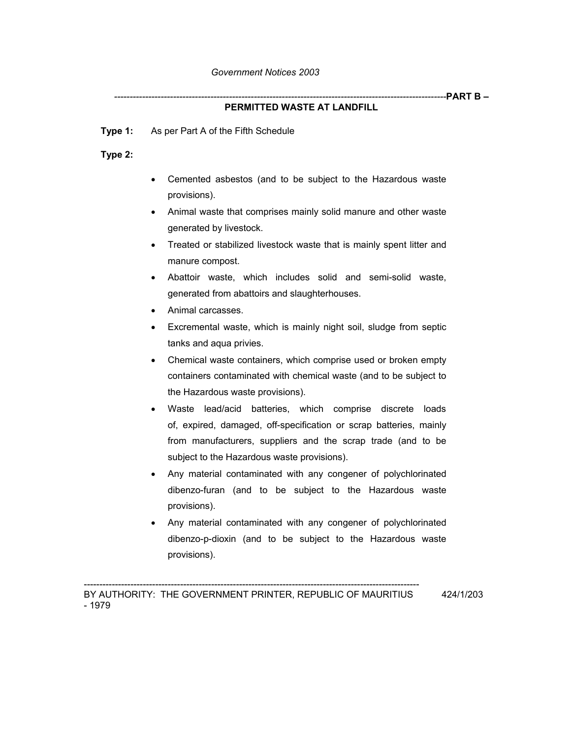## PART B – PERMITTED WASTE AT LANDFILL

**Type 1:** As per Part A of the Fifth Schedule

**Type 2:**

- Cemented asbestos (and to be subject to the Hazardous waste provisions).
- Animal waste that comprises mainly solid manure and other waste generated by livestock.
- Treated or stabilized livestock waste that is mainly spent litter and manure compost.
- Abattoir waste, which includes solid and semi-solid waste, generated from abattoirs and slaughterhouses.
- Animal carcasses.
- Excremental waste, which is mainly night soil, sludge from septic tanks and aqua privies.
- Chemical waste containers, which comprise used or broken empty containers contaminated with chemical waste (and to be subject to the Hazardous waste provisions).
- Waste lead/acid batteries, which comprise discrete loads of, expired, damaged, off-specification or scrap batteries, mainly from manufacturers, suppliers and the scrap trade (and to be subject to the Hazardous waste provisions).
- Any material contaminated with any congener of polychlorinated dibenzo-furan (and to be subject to the Hazardous waste provisions).
- Any material contaminated with any congener of polychlorinated dibenzo-p-dioxin (and to be subject to the Hazardous waste provisions).